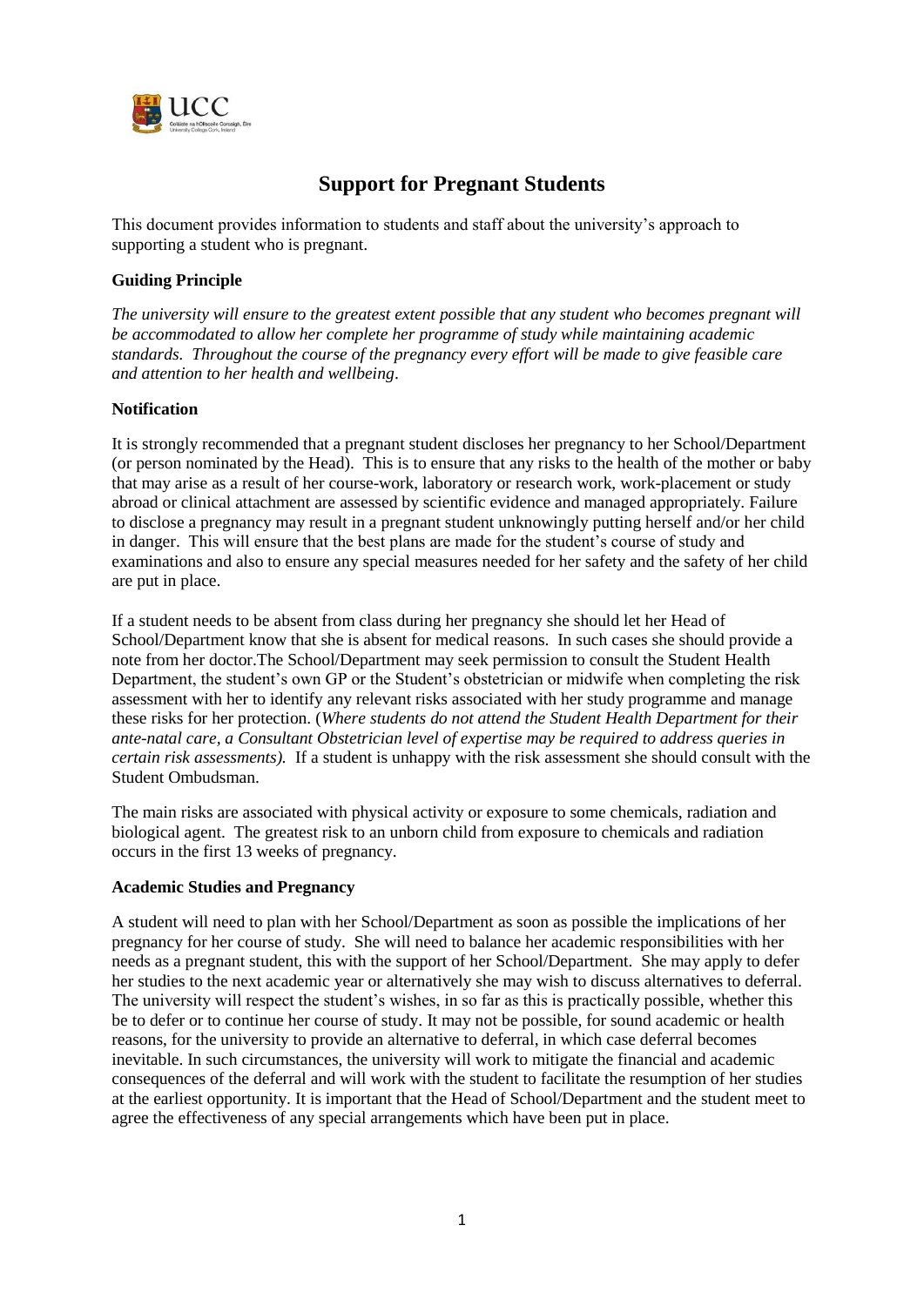# Support for Pregnant Students

This document provides information to students and staff about the university's approach to supporting a student who is pregnant.

**Guiding Principle**

*The university will ensure to the greatest extent possible that any student who becomes pregnant will be accommodated to allow her complete her programme of study while maintaining academic standards. Throughout the course of the pregnancy every effort will be made to give feasible care and attention to her health and wellbeing.*

**Notification**

It is strongly recommended that a pregnant student discloses her pregnancy to her School/Department (or person nominated by the Head). This is to ensure that any risks to the health of the mother or baby that may arise as a result of her course-work, laboratory or research work, work-placement or study abroad or clinical attachment are assessed by scientific evidence and managed appropriately. Failure to disclose a pregnancy may result in a pregnant student unknowingly putting herself and/or her child in danger. This will ensure that the best plans are made for the student's course of study and examinations and also to ensure any special measures needed for her safety and the safety of her child are put in place.

If a student needs to be absent from class during her pregnancy she should let her Head of School/Department know that she is absent for medical reasons. In such cases she should provide a note from her doctor.The School/Department may seek permission to consult the Student Health Department, the student's own GP or the Student's obstetrician or midwife when completing the risk assessment with her to identify any relevant risks associated with her study programme and manage these risks for her protection. (*Where students do not attend the Student Health Department for their ante-natal care, a Consultant Obstetrician level of expertise may be required to address queries in certain risk assessments).* If a student is unhappy with the risk assessment she should consult with the Student Ombudsman.

The main risks are associated with physical activity or exposure to some chemicals, radiation and biological agent. The greatest risk to an unborn child from exposure to chemicals and radiation occurs in the first 13 weeks of pregnancy.

**Academic Studies and Pregnancy**

A student will need to plan with her School/Department as soon as possible the implications of her pregnancy for her course of study. She will need to balance her academic responsibilities with her needs as a pregnant student, this with the support of her School/Department. She may apply to defer her studies to the next academic year or alternatively she may wish to discuss alternatives to deferral. The university will respect the student's wishes, in so far as this is practically possible, whether this be to defer or to continue her course of study. It may not be possible, for sound academic or health reasons, for the university to provide an alternative to deferral, in which case deferral becomes inevitable. In such circumstances, the university will work to mitigate the financial and academic consequences of the deferral and will work with the student to facilitate the resumption of her studies at the earliest opportunity. It is important that the Head of School/Department and the student meet to agree the effectiveness of any special arrangements which have been put in place.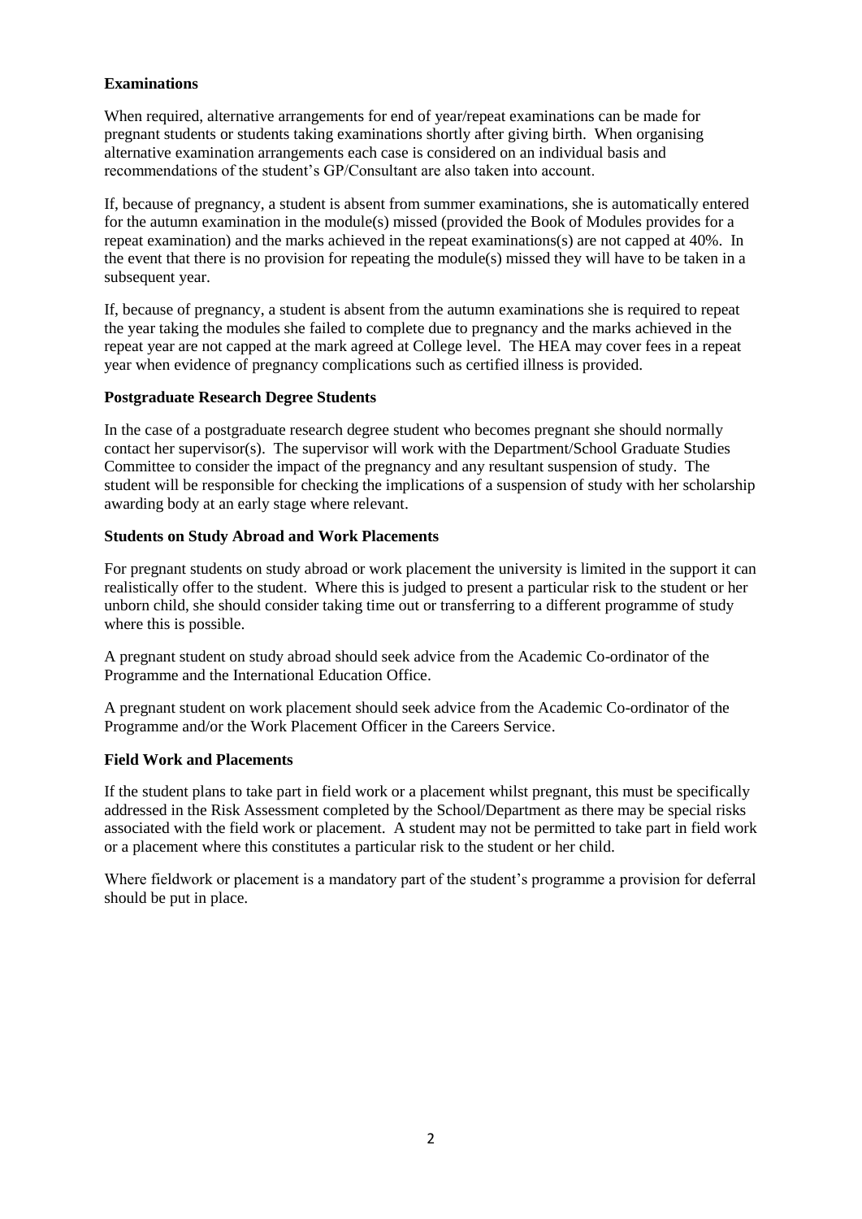**Examinations**

When required, alternative arrangements for end of year/repeat examinations can be made for pregnant students or students taking examinations shortly after giving birth. When organising alternative examination arrangements each case is considered on an individual basis and recommendations of the student's GP/Consultant are also taken into account.

If, because of pregnancy, a student is absent from summer examinations, she is automatically entered for the autumn examination in the module(s) missed (provided the Book of Modules provides for a repeat examination) and the marks achieved in the repeat examinations(s) are not capped at 40%. In the event that there is no provision for repeating the module(s) missed they will have to be taken in a subsequent year.

If, because of pregnancy, a student is absent from the autumn examinations she is required to repeat the year taking the modules she failed to complete due to pregnancy and the marks achieved in the repeat year are not capped at the mark agreed at College level. The HEA may cover fees in a repeat year when evidence of pregnancy complications such as certified illness is provided.

**Postgraduate Research Degree Students**

In the case of a postgraduate research degree student who becomes pregnant she should normally contact her supervisor(s). The supervisor will work with the Department/School Graduate Studies Committee to consider the impact of the pregnancy and any resultant suspension of study. The student will be responsible for checking the implications of a suspension of study with her scholarship awarding body at an early stage where relevant.

**Students on Study Abroad and Work Placements**

For pregnant students on study abroad or work placement the university is limited in the support it can realistically offer to the student. Where this is judged to present a particular risk to the student or her unborn child, she should consider taking time out or transferring to a different programme of study where this is possible.

A pregnant student on study abroad should seek advice from the Academic Co-ordinator of the Programme and the International Education Office.

A pregnant student on work placement should seek advice from the Academic Co-ordinator of the Programme and/or the Work Placement Officer in the Careers Service.

**Field Work and Placements**

If the student plans to take part in field work or a placement whilst pregnant, this must be specifically addressed in the Risk Assessment completed by the School/Department as there may be special risks associated with the field work or placement. A student may not be permitted to take part in field work or a placement where this constitutes a particular risk to the student or her child.

Where fieldwork or placement is a mandatory part of the student's programme a provision for deferral should be put in place.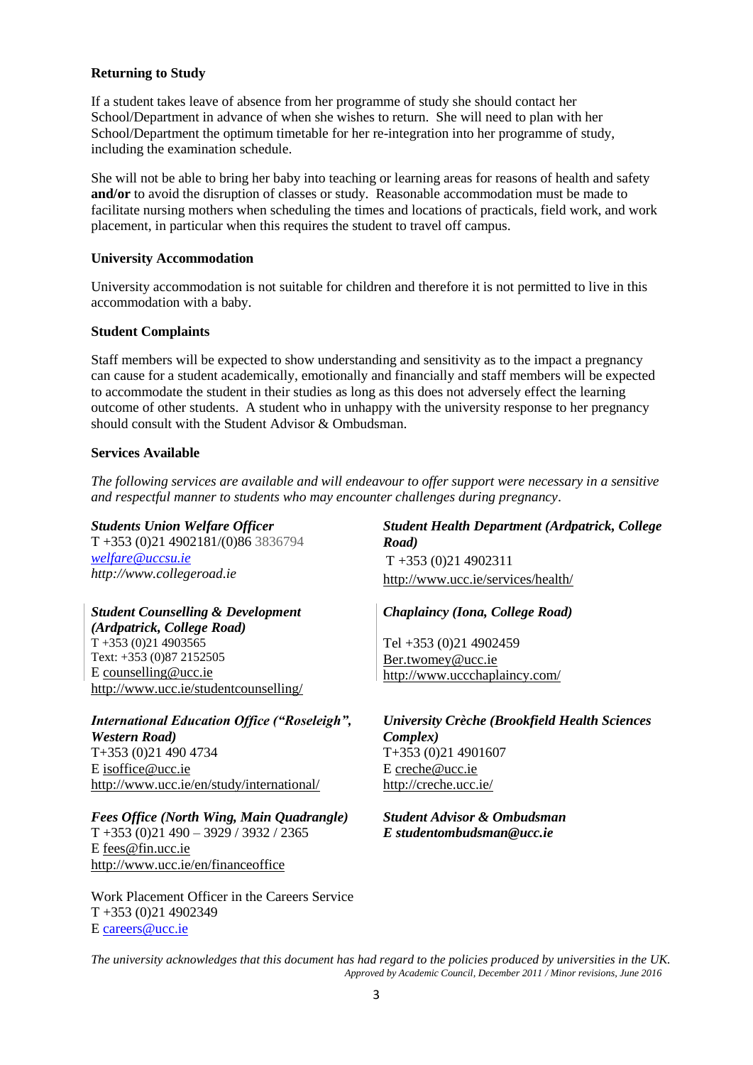**Returning to Study**

If a student takes leave of absence from her programme of study she should contact her School/Department in advance of when she wishes to return. She will need to plan with her School/Department the optimum timetable for her re-integration into her programme of study, including the examination schedule.

She will not be able to bring her baby into teaching or learning areas for reasons of health and safety **and/or** to avoid the disruption of classes or study. Reasonable accommodation must be made to facilitate nursing mothers when scheduling the times and locations of practicals, field work, and work placement, in particular when this requires the student to travel off campus.

**University Accommodation**

University accommodation is not suitable for children and therefore it is not permitted to live in this accommodation with a baby.

**Student Complaints**

Staff members will be expected to show understanding and sensitivity as to the impact a pregnancy can cause for a student academically, emotionally and financially and staff members will be expected to accommodate the student in their studies as long as this does not adversely effect the learning outcome of other students. A student who in unhappy with the university response to her pregnancy should consult with the Student Advisor & Ombudsman.

**Services Available**

*The following services are available and will endeavour to offer support were necessary in a sensitive and respectful manner to students who may encounter challenges during pregnancy.*

***Students Union Welfare Officer***
T +353 (0)21 4902181/(0)86 3836794
*welfare@uccsu.ie*
*http://www.collegeroad.ie*

***Student Counselling & Development (Ardpatrick, College Road)***
T +353 (0)21 4903565
Text: +353 (0)87 2152505
E counselling@ucc.ie
http://www.ucc.ie/studentcounselling/

***International Education Office ("Roseleigh", Western Road)***
T+353 (0)21 490 4734
E isoffice@ucc.ie
http://www.ucc.ie/en/study/international/

***Fees Office (North Wing, Main Quadrangle)***
T +353 (0)21 490 – 3929 / 3932 / 2365
E fees@fin.ucc.ie
http://www.ucc.ie/en/financeoffice

Work Placement Officer in the Careers Service
T +353 (0)21 4902349
E careers@ucc.ie

***Student Health Department (Ardpatrick, College Road)***
T +353 (0)21 4902311
http://www.ucc.ie/services/health/

***Chaplaincy (Iona, College Road)***

Tel +353 (0)21 4902459
Ber.twomey@ucc.ie
http://www.uccchaplaincy.com/

***University Crèche (Brookfield Health Sciences Complex)***
T+353 (0)21 4901607
E creche@ucc.ie
http://creche.ucc.ie/

***Student Advisor & Ombudsman***
***E studentombudsman@ucc.ie***

*The university acknowledges that this document has had regard to the policies produced by universities in the UK.*
*Approved by Academic Council, December 2011 / Minor revisions, June 2016*